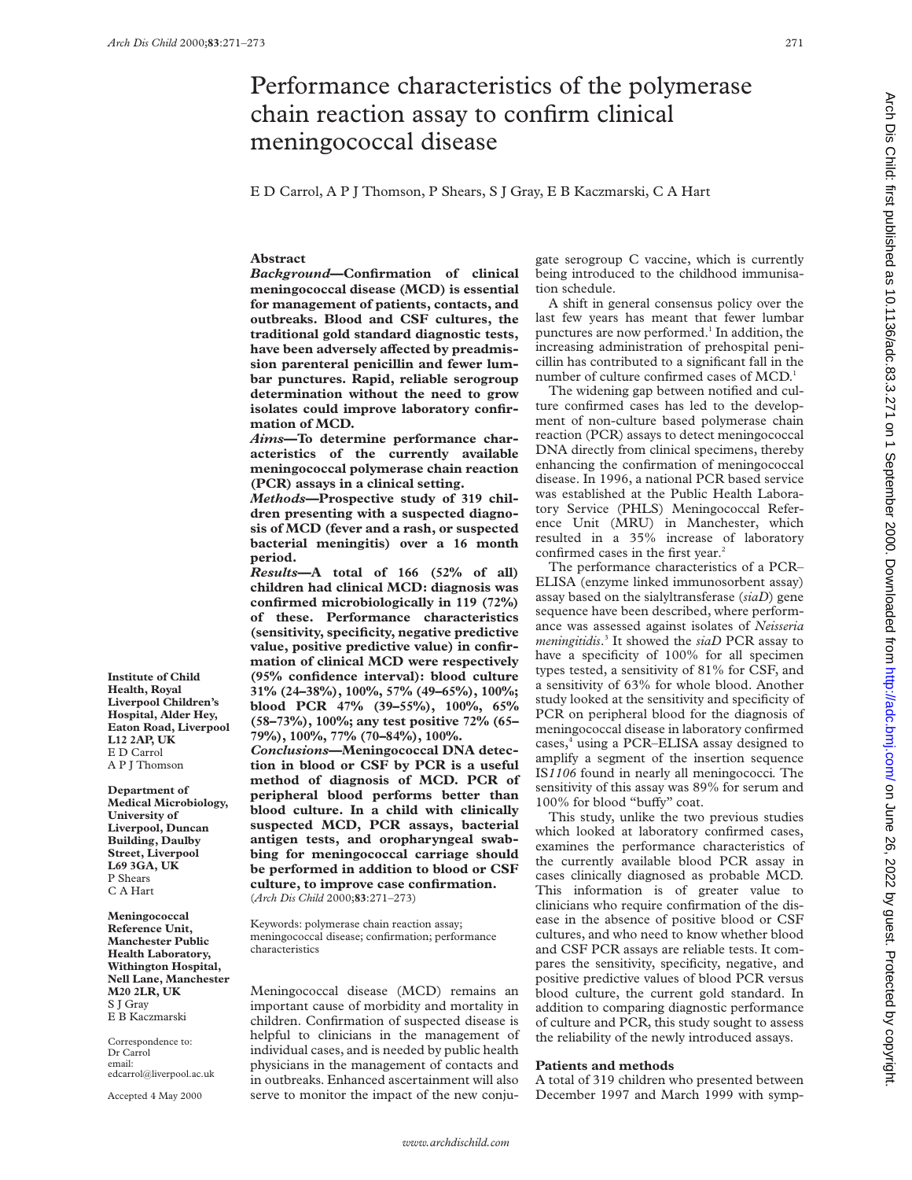# Performance characteristics of the polymerase chain reaction assay to confirm clinical meningococcal disease

E D Carrol, A P J Thomson, P Shears, S J Gray, E B Kaczmarski, C A Hart

## Abstract

***Background*—Confirmation of clinical meningococcal disease (MCD) is essential for management of patients, contacts, and outbreaks. Blood and CSF cultures, the traditional gold standard diagnostic tests, have been adversely affected by preadmission parenteral penicillin and fewer lumbar punctures. Rapid, reliable serogroup determination without the need to grow isolates could improve laboratory confirmation of MCD.**

***Aims*—To determine performance characteristics of the currently available meningococcal polymerase chain reaction (PCR) assays in a clinical setting.**

***Methods*—Prospective study of 319 children presenting with a suspected diagnosis of MCD (fever and a rash, or suspected bacterial meningitis) over a 16 month period.**

***Results*—A total of 166 (52% of all) children had clinical MCD: diagnosis was confirmed microbiologically in 119 (72%) of these. Performance characteristics (sensitivity, specificity, negative predictive value, positive predictive value) in confirmation of clinical MCD were respectively (95% confidence interval): blood culture 31% (24–38%), 100%, 57% (49–65%), 100%; blood PCR 47% (39–55%), 100%, 65% (58–73%), 100%; any test positive 72% (65–79%), 100%, 77% (70–84%), 100%.**

***Conclusions*—Meningococcal DNA detection in blood or CSF by PCR is a useful method of diagnosis of MCD. PCR of peripheral blood performs better than blood culture. In a child with clinically suspected MCD, PCR assays, bacterial antigen tests, and oropharyngeal swabbing for meningococcal carriage should be performed in addition to blood or CSF culture, to improve case confirmation.**

(*Arch Dis Child* 2000;**83**:271–273)

Keywords: polymerase chain reaction assay; meningococcal disease; confirmation; performance characteristics

**Institute of Child Health, Royal Liverpool Children's Hospital, Alder Hey, Eaton Road, Liverpool L12 2AP, UK**
E D Carrol
A P J Thomson

**Department of Medical Microbiology, University of Liverpool, Duncan Building, Daulby Street, Liverpool L69 3GA, UK**
P Shears
C A Hart

**Meningococcal Reference Unit, Manchester Public Health Laboratory, Withington Hospital, Nell Lane, Manchester M20 2LR, UK**
S J Gray
E B Kaczmarski

Correspondence to: Dr Carrol
email: edcarrol@liverpool.ac.uk

Accepted 4 May 2000

Meningococcal disease (MCD) remains an important cause of morbidity and mortality in children. Confirmation of suspected disease is helpful to clinicians in the management of individual cases, and is needed by public health physicians in the management of contacts and in outbreaks. Enhanced ascertainment will also serve to monitor the impact of the new conjugate serogroup C vaccine, which is currently being introduced to the childhood immunisation schedule.

A shift in general consensus policy over the last few years has meant that fewer lumbar punctures are now performed.[1] In addition, the increasing administration of prehospital penicillin has contributed to a significant fall in the number of culture confirmed cases of MCD.[1]

The widening gap between notified and culture confirmed cases has led to the development of non-culture based polymerase chain reaction (PCR) assays to detect meningococcal DNA directly from clinical specimens, thereby enhancing the confirmation of meningococcal disease. In 1996, a national PCR based service was established at the Public Health Laboratory Service (PHLS) Meningococcal Reference Unit (MRU) in Manchester, which resulted in a 35% increase of laboratory confirmed cases in the first year.[2]

The performance characteristics of a PCR–ELISA (enzyme linked immunosorbent assay) assay based on the sialyltransferase (*siaD*) gene sequence have been described, where performance was assessed against isolates of *Neisseria meningitidis*.[3] It showed the *siaD* PCR assay to have a specificity of 100% for all specimen types tested, a sensitivity of 81% for CSF, and a sensitivity of 63% for whole blood. Another study looked at the sensitivity and specificity of PCR on peripheral blood for the diagnosis of meningococcal disease in laboratory confirmed cases,[4] using a PCR–ELISA assay designed to amplify a segment of the insertion sequence IS*1106* found in nearly all meningococci. The sensitivity of this assay was 89% for serum and 100% for blood "buffy" coat.

This study, unlike the two previous studies which looked at laboratory confirmed cases, examines the performance characteristics of the currently available blood PCR assay in cases clinically diagnosed as probable MCD. This information is of greater value to clinicians who require confirmation of the disease in the absence of positive blood or CSF cultures, and who need to know whether blood and CSF PCR assays are reliable tests. It compares the sensitivity, specificity, negative, and positive predictive values of blood PCR versus blood culture, the current gold standard. In addition to comparing diagnostic performance of culture and PCR, this study sought to assess the reliability of the newly introduced assays.

## Patients and methods

A total of 319 children who presented between December 1997 and March 1999 with symp-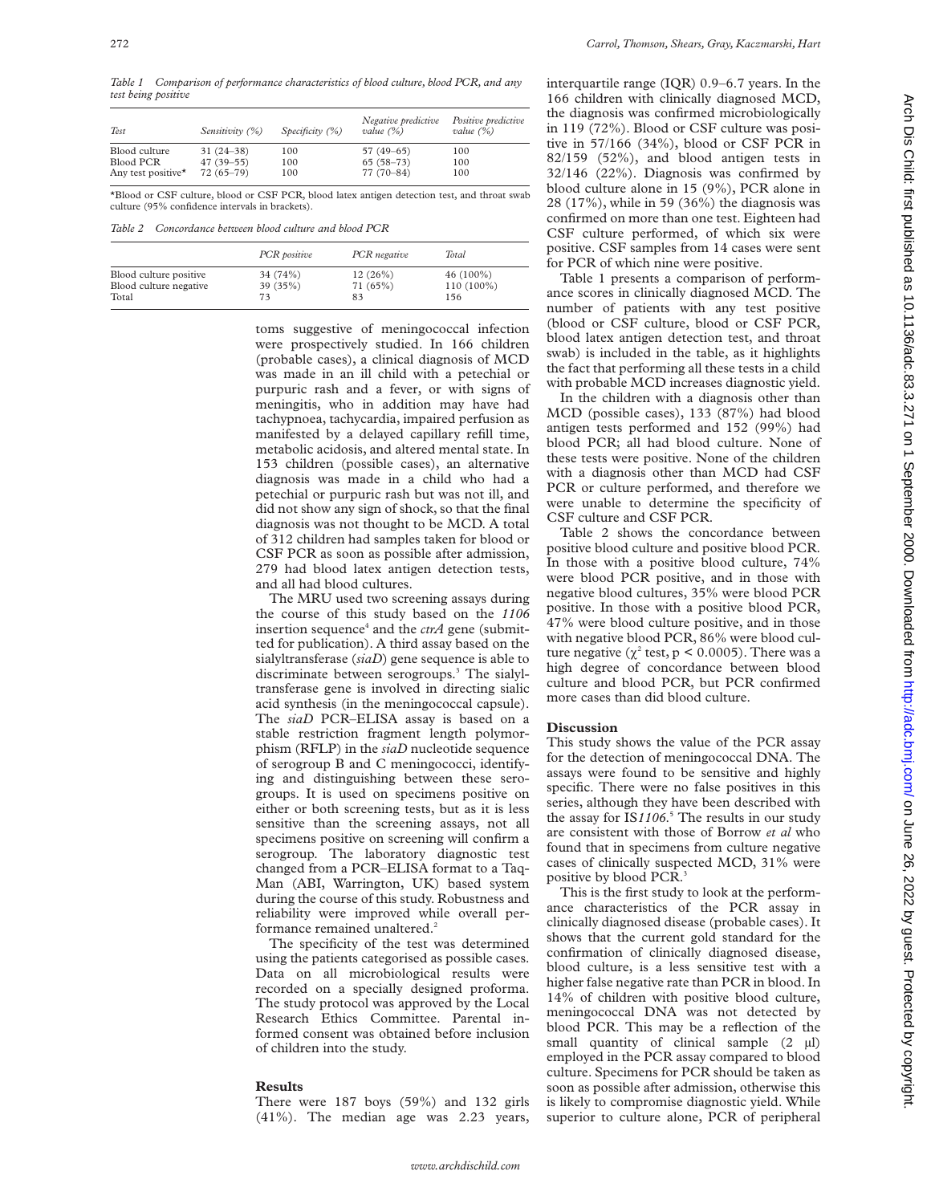*Table 1 Comparison of performance characteristics of blood culture, blood PCR, and any test being positive*

| Test | Sensitivity (%) | Specificity (%) | Negative predictive value (%) | Positive predictive value (%) |
|---|---|---|---|---|
| Blood culture | 31 (24–38) | 100 | 57 (49–65) | 100 |
| Blood PCR | 47 (39–55) | 100 | 65 (58–73) | 100 |
| Any test positive* | 72 (65–79) | 100 | 77 (70–84) | 100 |

*Blood or CSF culture, blood or CSF PCR, blood latex antigen detection test, and throat swab culture (95% confidence intervals in brackets).

*Table 2 Concordance between blood culture and blood PCR*

| | PCR positive | PCR negative | Total |
|---|---|---|---|
| Blood culture positive | 34 (74%) | 12 (26%) | 46 (100%) |
| Blood culture negative | 39 (35%) | 71 (65%) | 110 (100%) |
| Total | 73 | 83 | 156 |

toms suggestive of meningococcal infection were prospectively studied. In 166 children (probable cases), a clinical diagnosis of MCD was made in an ill child with a petechial or purpuric rash and a fever, or with signs of meningitis, who in addition may have had tachypnoea, tachycardia, impaired perfusion as manifested by a delayed capillary refill time, metabolic acidosis, and altered mental state. In 153 children (possible cases), an alternative diagnosis was made in a child who had a petechial or purpuric rash but was not ill, and did not show any sign of shock, so that the final diagnosis was not thought to be MCD. A total of 312 children had samples taken for blood or CSF PCR as soon as possible after admission, 279 had blood latex antigen detection tests, and all had blood cultures.

The MRU used two screening assays during the course of this study based on the *1106* insertion sequence[4] and the *ctrA* gene (submitted for publication). A third assay based on the sialyltransferase (*siaD*) gene sequence is able to discriminate between serogroups.[3] The sialyltransferase gene is involved in directing sialic acid synthesis (in the meningococcal capsule). The *siaD* PCR–ELISA assay is based on a stable restriction fragment length polymorphism (RFLP) in the *siaD* nucleotide sequence of serogroup B and C meningococci, identifying and distinguishing between these serogroups. It is used on specimens positive on either or both screening tests, but as it is less sensitive than the screening assays, not all specimens positive on screening will confirm a serogroup. The laboratory diagnostic test changed from a PCR–ELISA format to a TaqMan (ABI, Warrington, UK) based system during the course of this study. Robustness and reliability were improved while overall performance remained unaltered.[2]

The specificity of the test was determined using the patients categorised as possible cases. Data on all microbiological results were recorded on a specially designed proforma. The study protocol was approved by the Local Research Ethics Committee. Parental informed consent was obtained before inclusion of children into the study.

## Results

There were 187 boys (59%) and 132 girls (41%). The median age was 2.23 years, interquartile range (IQR) 0.9–6.7 years. In the 166 children with clinically diagnosed MCD, the diagnosis was confirmed microbiologically in 119 (72%). Blood or CSF culture was positive in 57/166 (34%), blood or CSF PCR in 82/159 (52%), and blood antigen tests in 32/146 (22%). Diagnosis was confirmed by blood culture alone in 15 (9%), PCR alone in 28 (17%), while in 59 (36%) the diagnosis was confirmed on more than one test. Eighteen had CSF culture performed, of which six were positive. CSF samples from 14 cases were sent for PCR of which nine were positive.

Table 1 presents a comparison of performance scores in clinically diagnosed MCD. The number of patients with any test positive (blood or CSF culture, blood or CSF PCR, blood latex antigen detection test, and throat swab) is included in the table, as it highlights the fact that performing all these tests in a child with probable MCD increases diagnostic yield.

In the children with a diagnosis other than MCD (possible cases), 133 (87%) had blood antigen tests performed and 152 (99%) had blood PCR; all had blood culture. None of these tests were positive. None of the children with a diagnosis other than MCD had CSF PCR or culture performed, and therefore we were unable to determine the specificity of CSF culture and CSF PCR.

Table 2 shows the concordance between positive blood culture and positive blood PCR. In those with a positive blood culture, 74% were blood PCR positive, and in those with negative blood cultures, 35% were blood PCR positive. In those with a positive blood PCR, 47% were blood culture positive, and in those with negative blood PCR, 86% were blood culture negative ($\chi^2$ test, $p < 0.0005$). There was a high degree of concordance between blood culture and blood PCR, but PCR confirmed more cases than did blood culture.

## Discussion

This study shows the value of the PCR assay for the detection of meningococcal DNA. The assays were found to be sensitive and highly specific. There were no false positives in this series, although they have been described with the assay for IS*1106*.[5] The results in our study are consistent with those of Borrow *et al* who found that in specimens from culture negative cases of clinically suspected MCD, 31% were positive by blood PCR.[3]

This is the first study to look at the performance characteristics of the PCR assay in clinically diagnosed disease (probable cases). It shows that the current gold standard for the confirmation of clinically diagnosed disease, blood culture, is a less sensitive test with a higher false negative rate than PCR in blood. In 14% of children with positive blood culture, meningococcal DNA was not detected by blood PCR. This may be a reflection of the small quantity of clinical sample (2 μl) employed in the PCR assay compared to blood culture. Specimens for PCR should be taken as soon as possible after admission, otherwise this is likely to compromise diagnostic yield. While superior to culture alone, PCR of peripheral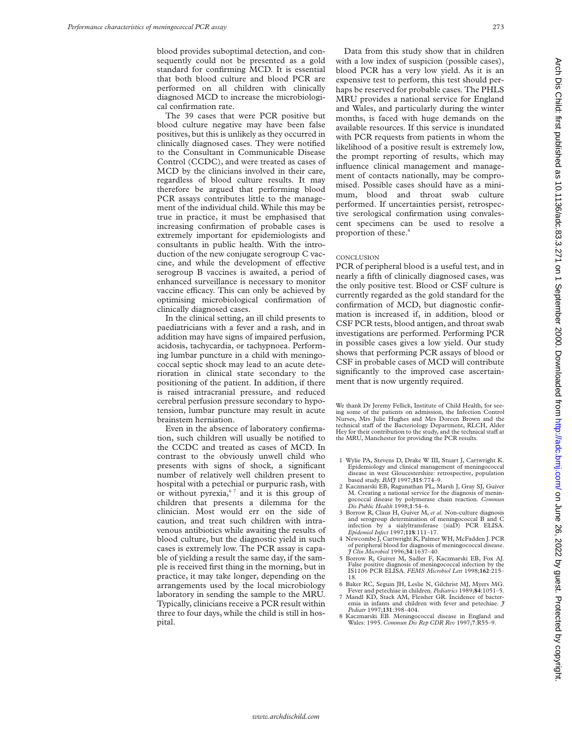blood provides suboptimal detection, and consequently could not be presented as a gold standard for confirming MCD. It is essential that both blood culture and blood PCR are performed on all children with clinically diagnosed MCD to increase the microbiological confirmation rate.

The 39 cases that were PCR positive but blood culture negative may have been false positives, but this is unlikely as they occurred in clinically diagnosed cases. They were notified to the Consultant in Communicable Disease Control (CCDC), and were treated as cases of MCD by the clinicians involved in their care, regardless of blood culture results. It may therefore be argued that performing blood PCR assays contributes little to the management of the individual child. While this may be true in practice, it must be emphasised that increasing confirmation of probable cases is extremely important for epidemiologists and consultants in public health. With the introduction of the new conjugate serogroup C vaccine, and while the development of effective serogroup B vaccines is awaited, a period of enhanced surveillance is necessary to monitor vaccine efficacy. This can only be achieved by optimising microbiological confirmation of clinically diagnosed cases.

In the clinical setting, an ill child presents to paediatricians with a fever and a rash, and in addition may have signs of impaired perfusion, acidosis, tachycardia, or tachypnoea. Performing lumbar puncture in a child with meningococcal septic shock may lead to an acute deterioration in clinical state secondary to the positioning of the patient. In addition, if there is raised intracranial pressure, and reduced cerebral perfusion pressure secondary to hypotension, lumbar puncture may result in acute brainstem herniation.

Even in the absence of laboratory confirmation, such children will usually be notified to the CCDC and treated as cases of MCD. In contrast to the obviously unwell child who presents with signs of shock, a significant number of relatively well children present to hospital with a petechial or purpuric rash, with or without pyrexia,[6 7] and it is this group of children that presents a dilemma for the clinician. Most would err on the side of caution, and treat such children with intravenous antibiotics while awaiting the results of blood culture, but the diagnostic yield in such cases is extremely low. The PCR assay is capable of yielding a result the same day, if the sample is received first thing in the morning, but in practice, it may take longer, depending on the arrangements used by the local microbiology laboratory in sending the sample to the MRU. Typically, clinicians receive a PCR result within three to four days, while the child is still in hospital.

Data from this study show that in children with a low index of suspicion (possible cases), blood PCR has a very low yield. As it is an expensive test to perform, this test should perhaps be reserved for probable cases. The PHLS MRU provides a national service for England and Wales, and particularly during the winter months, is faced with huge demands on the available resources. If this service is inundated with PCR requests from patients in whom the likelihood of a positive result is extremely low, the prompt reporting of results, which may influence clinical management and management of contacts nationally, may be compromised. Possible cases should have as a minimum, blood and throat swab culture performed. If uncertainties persist, retrospective serological confirmation using convalescent specimens can be used to resolve a proportion of these.[8]

## CONCLUSION

PCR of peripheral blood is a useful test, and in nearly a fifth of clinically diagnosed cases, was the only positive test. Blood or CSF culture is currently regarded as the gold standard for the confirmation of MCD, but diagnostic confirmation is increased if, in addition, blood or CSF PCR tests, blood antigen, and throat swab investigations are performed. Performing PCR in possible cases gives a low yield. Our study shows that performing PCR assays of blood or CSF in probable cases of MCD will contribute significantly to the improved case ascertainment that is now urgently required.

We thank Dr Jeremy Fellick, Institute of Child Health, for seeing some of the patients on admission, the Infection Control Nurses, Mrs Julie Hughes and Mrs Doreen Brown and the technical staff of the Bacteriology Department, RLCH, Alder Hey for their contribution to the study, and the technical staff at the MRU, Manchester for providing the PCR results.

1. Wylie PA, Stevens D, Drake W III, Stuart J, Cartwright K. Epidemiology and clinical management of meningococcal disease in west Gloucestershire: retrospective, population based study. *BMJ* 1997;**315**:774–9.
2. Kaczmarski EB, Ragunathan PL, Marsh J, Gray SJ, Guiver M. Creating a national service for the diagnosis of meningococcal disease by polymerase chain reaction. *Commun Dis Public Health* 1998;**1**:54–6.
3. Borrow R, Claus H, Guiver M, *et al.* Non-culture diagnosis and serogroup determination of meningococcal B and C infection by a sialyltransferase (siaD) PCR ELISA. *Epidemiol Infect* 1997;**118**:111–17.
4. Newcombe J, Cartwright K, Palmer WH, McFadden J. PCR of peripheral blood for diagnosis of meningococcal disease. *J Clin Microbiol* 1996;**34**:1637–40.
5. Borrow R, Guiver M, Sadler F, Kaczmarski EB, Fox AJ. False positive diagnosis of meningococcal infection by the IS1106 PCR ELISA. *FEMS Microbiol Lett* 1998;**162**:215–18.
6. Baker RC, Seguin JH, Leslie N, Gilchrist MJ, Myers MG. Fever and petechiae in children. *Pediatrics* 1989;**84**:1051–5.
7. Mandl KD, Stack AM, Fleisher GR. Incidence of bacteremia in infants and children with fever and petechiae. *J Pediatr* 1997;**131**:398–404.
8. Kaczmarski EB. Meningococcal disease in England and Wales: 1995. *Commun Dis Rep CDR Rev* 1997;7:R55–9.